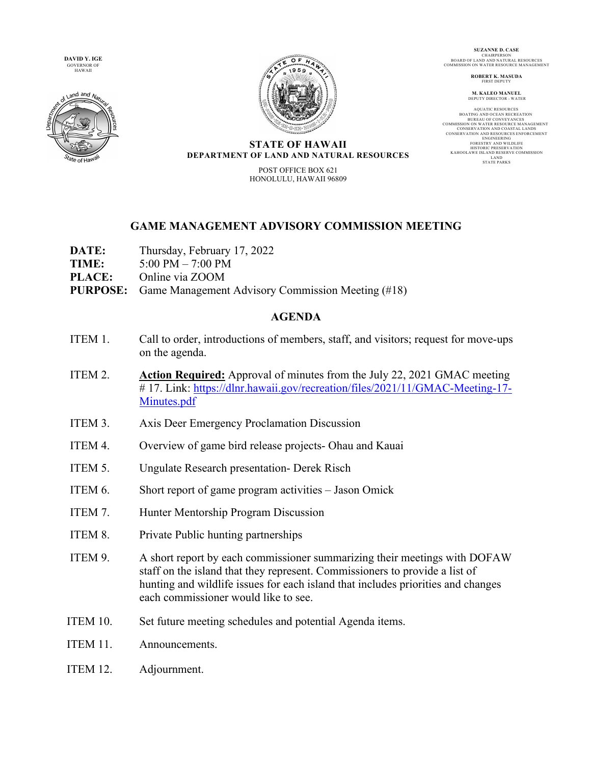DAVID Y. IGE
GOVERNOR OF HAWAII

SUZANNE D. CASE
CHAIRPERSON
BOARD OF LAND AND NATURAL RESOURCES
COMMISSION ON WATER RESOURCE MANAGEMENT

ROBERT K. MASUDA
FIRST DEPUTY

M. KALEO MANUEL
DEPUTY DIRECTOR - WATER

AQUATIC RESOURCES
BOATING AND OCEAN RECREATION
BUREAU OF CONVEYANCES
COMMISSION ON WATER RESOURCE MANAGEMENT
CONSERVATION AND COASTAL LANDS
CONSERVATION AND RESOURCES ENFORCEMENT
ENGINEERING
FORESTRY AND WILDLIFE
HISTORIC PRESERVATION
KAHOOLAWE ISLAND RESERVE COMMISSION
LAND
STATE PARKS

**STATE OF HAWAII**
**DEPARTMENT OF LAND AND NATURAL RESOURCES**

POST OFFICE BOX 621
HONOLULU, HAWAII 96809

## GAME MANAGEMENT ADVISORY COMMISSION MEETING

**DATE:** Thursday, February 17, 2022
**TIME:** 5:00 PM – 7:00 PM
**PLACE:** Online via ZOOM
**PURPOSE:** Game Management Advisory Commission Meeting (#18)

## AGENDA

ITEM 1. Call to order, introductions of members, staff, and visitors; request for move-ups on the agenda.

ITEM 2. **Action Required:** Approval of minutes from the July 22, 2021 GMAC meeting # 17. Link: https://dlnr.hawaii.gov/recreation/files/2021/11/GMAC-Meeting-17-Minutes.pdf

ITEM 3. Axis Deer Emergency Proclamation Discussion

ITEM 4. Overview of game bird release projects- Ohau and Kauai

ITEM 5. Ungulate Research presentation- Derek Risch

ITEM 6. Short report of game program activities – Jason Omick

ITEM 7. Hunter Mentorship Program Discussion

ITEM 8. Private Public hunting partnerships

ITEM 9. A short report by each commissioner summarizing their meetings with DOFAW staff on the island that they represent. Commissioners to provide a list of hunting and wildlife issues for each island that includes priorities and changes each commissioner would like to see.

ITEM 10. Set future meeting schedules and potential Agenda items.

ITEM 11. Announcements.

ITEM 12. Adjournment.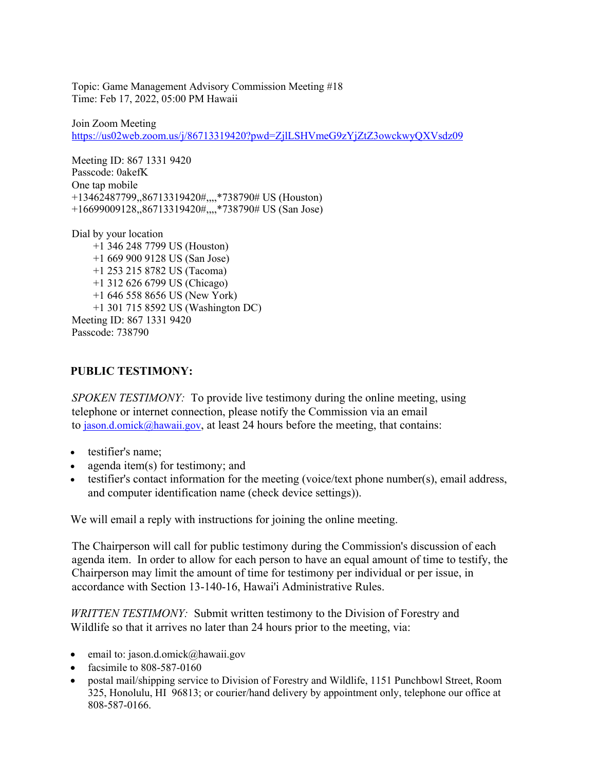Topic: Game Management Advisory Commission Meeting #18
Time: Feb 17, 2022, 05:00 PM Hawaii

Join Zoom Meeting
https://us02web.zoom.us/j/86713319420?pwd=ZjlLSHVmeG9zYjZtZ3owckwyQXVsdz09

Meeting ID: 867 1331 9420
Passcode: 0akefK
One tap mobile
+13462487799,,86713319420#,,,,*738790# US (Houston)
+16699009128,,86713319420#,,,,*738790# US (San Jose)

Dial by your location
+1 346 248 7799 US (Houston)
+1 669 900 9128 US (San Jose)
+1 253 215 8782 US (Tacoma)
+1 312 626 6799 US (Chicago)
+1 646 558 8656 US (New York)
+1 301 715 8592 US (Washington DC)
Meeting ID: 867 1331 9420
Passcode: 738790

**PUBLIC TESTIMONY:**

*SPOKEN TESTIMONY:* To provide live testimony during the online meeting, using telephone or internet connection, please notify the Commission via an email to jason.d.omick@hawaii.gov, at least 24 hours before the meeting, that contains:

- testifier's name;
- agenda item(s) for testimony; and
- testifier's contact information for the meeting (voice/text phone number(s), email address, and computer identification name (check device settings)).

We will email a reply with instructions for joining the online meeting.

The Chairperson will call for public testimony during the Commission's discussion of each agenda item. In order to allow for each person to have an equal amount of time to testify, the Chairperson may limit the amount of time for testimony per individual or per issue, in accordance with Section 13-140-16, Hawai'i Administrative Rules.

*WRITTEN TESTIMONY:* Submit written testimony to the Division of Forestry and Wildlife so that it arrives no later than 24 hours prior to the meeting, via:

- email to: jason.d.omick@hawaii.gov
- facsimile to 808-587-0160
- postal mail/shipping service to Division of Forestry and Wildlife, 1151 Punchbowl Street, Room 325, Honolulu, HI 96813; or courier/hand delivery by appointment only, telephone our office at 808-587-0166.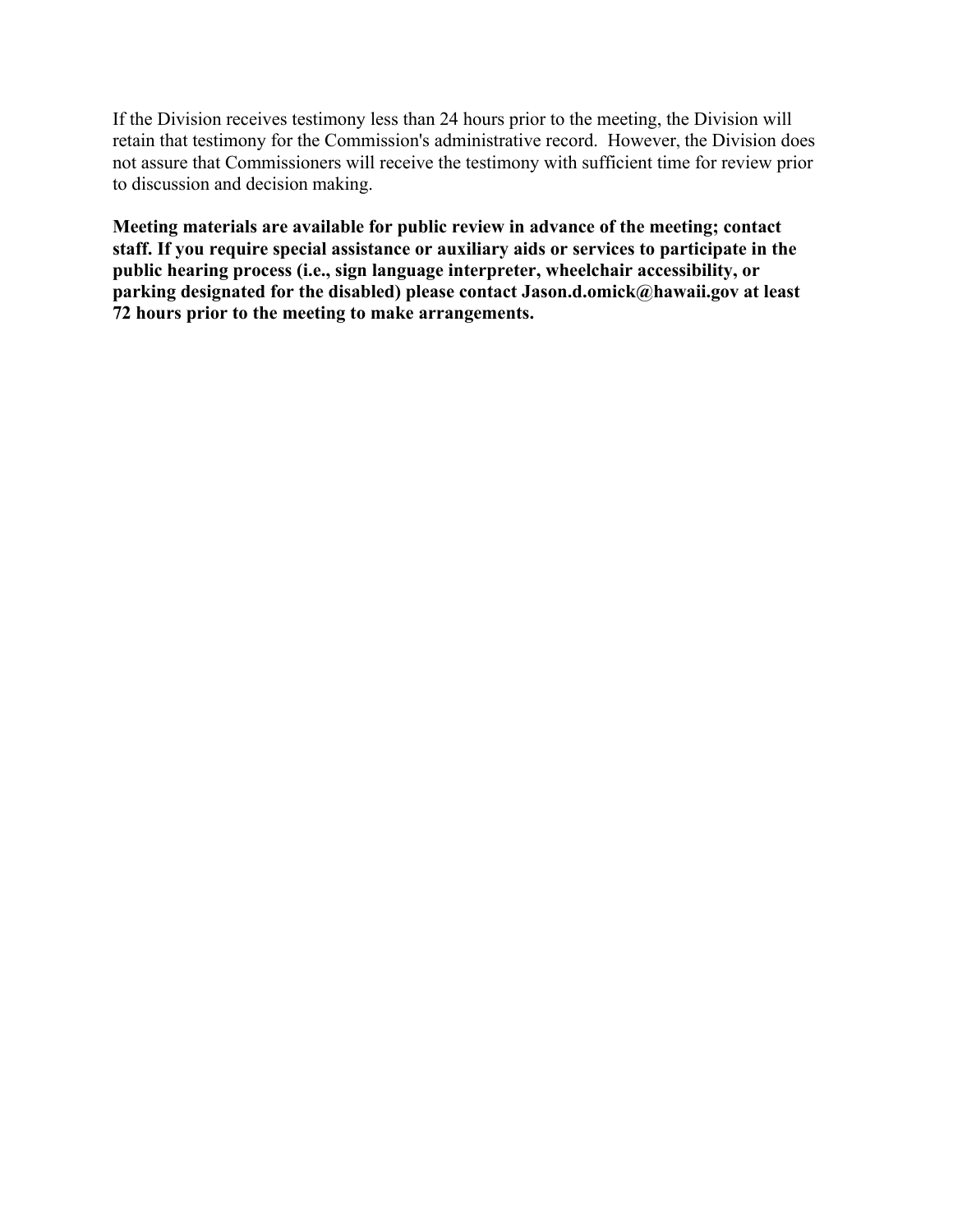If the Division receives testimony less than 24 hours prior to the meeting, the Division will retain that testimony for the Commission's administrative record. However, the Division does not assure that Commissioners will receive the testimony with sufficient time for review prior to discussion and decision making.

**Meeting materials are available for public review in advance of the meeting; contact staff. If you require special assistance or auxiliary aids or services to participate in the public hearing process (i.e., sign language interpreter, wheelchair accessibility, or parking designated for the disabled) please contact Jason.d.omick@hawaii.gov at least 72 hours prior to the meeting to make arrangements.**